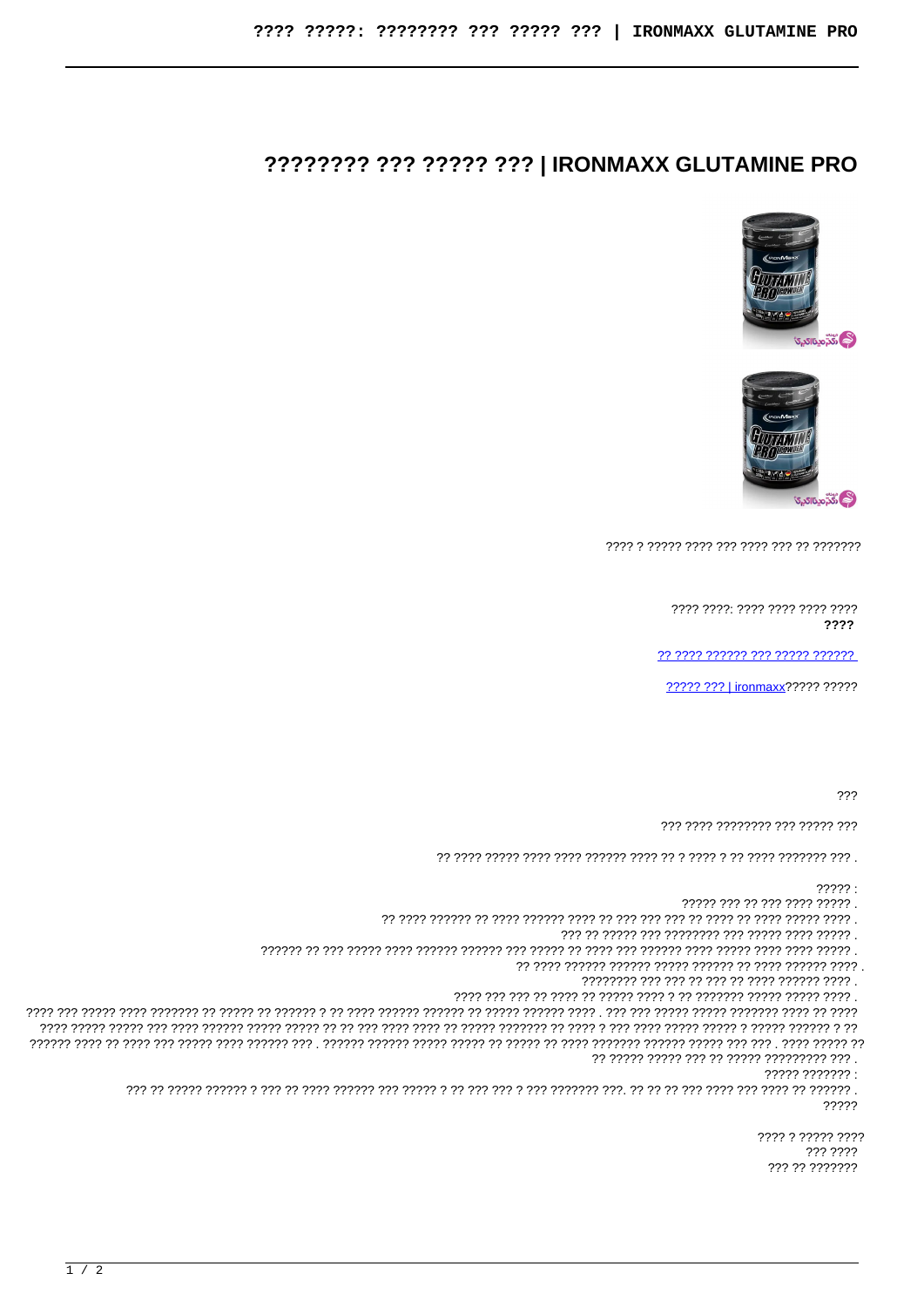# ???????? ??? ????? ??? | IRONMAXX GLUTAMINE PRO

???? ? ????? ???? ??? ???? ??? ?? ???????

???? ????: ???? ???? ???? ????
**????**

?? ???? ?????? ??? ????? ??????

????? ??? | ironmaxx????? ?????

???

??? ???? ???????? ??? ????? ???

?? ???? ????? ???? ???? ?????? ???? ?? ? ???? ? ?? ???? ??????? ??? .

????? :
????? ??? ?? ??? ???? ????? .
?? ???? ?????? ?? ???? ?????? ???? ?? ??? ??? ??? ?? ???? ?? ???? ????? ???? .
??? ?? ????? ??? ???????? ??? ????? ???? ????? .
?????? ?? ??? ????? ???? ?????? ?????? ??? ????? ?? ???? ??? ?????? ???? ????? ???? ???? ????? .
?? ???? ?????? ?????? ????? ?????? ?? ???? ?????? ???? .
???????? ??? ??? ?? ??? ?? ???? ?????? ???? .
???? ??? ??? ?? ???? ?? ????? ???? ? ?? ??????? ????? ????? ???? .
???? ??? ????? ???? ??????? ?? ????? ?? ?????? ? ?? ???? ?????? ?????? ?? ????? ?????? ???? . ??? ??? ????? ????? ??????? ???? ?? ???? ???? ????? ????? ??? ???? ?????? ????? ????? ?? ?? ??? ???? ???? ?? ????? ??????? ?? ???? ? ??? ???? ????? ????? ? ????? ?????? ? ?? ?????? ???? ?? ???? ??? ????? ???? ?????? ??? . ?????? ?????? ????? ????? ?? ????? ?? ???? ??????? ?????? ????? ??? ??? . ???? ????? ?? ?? ????? ????? ??? ?? ????? ????????? ??? .
????? ??????? :
??? ?? ????? ?????? ? ??? ?? ???? ?????? ??? ????? ? ?? ??? ??? ? ??? ??????? ???. ?? ?? ?? ??? ???? ??? ???? ?? ?????? .
?????

???? ? ????? ????
??? ????
??? ?? ???????